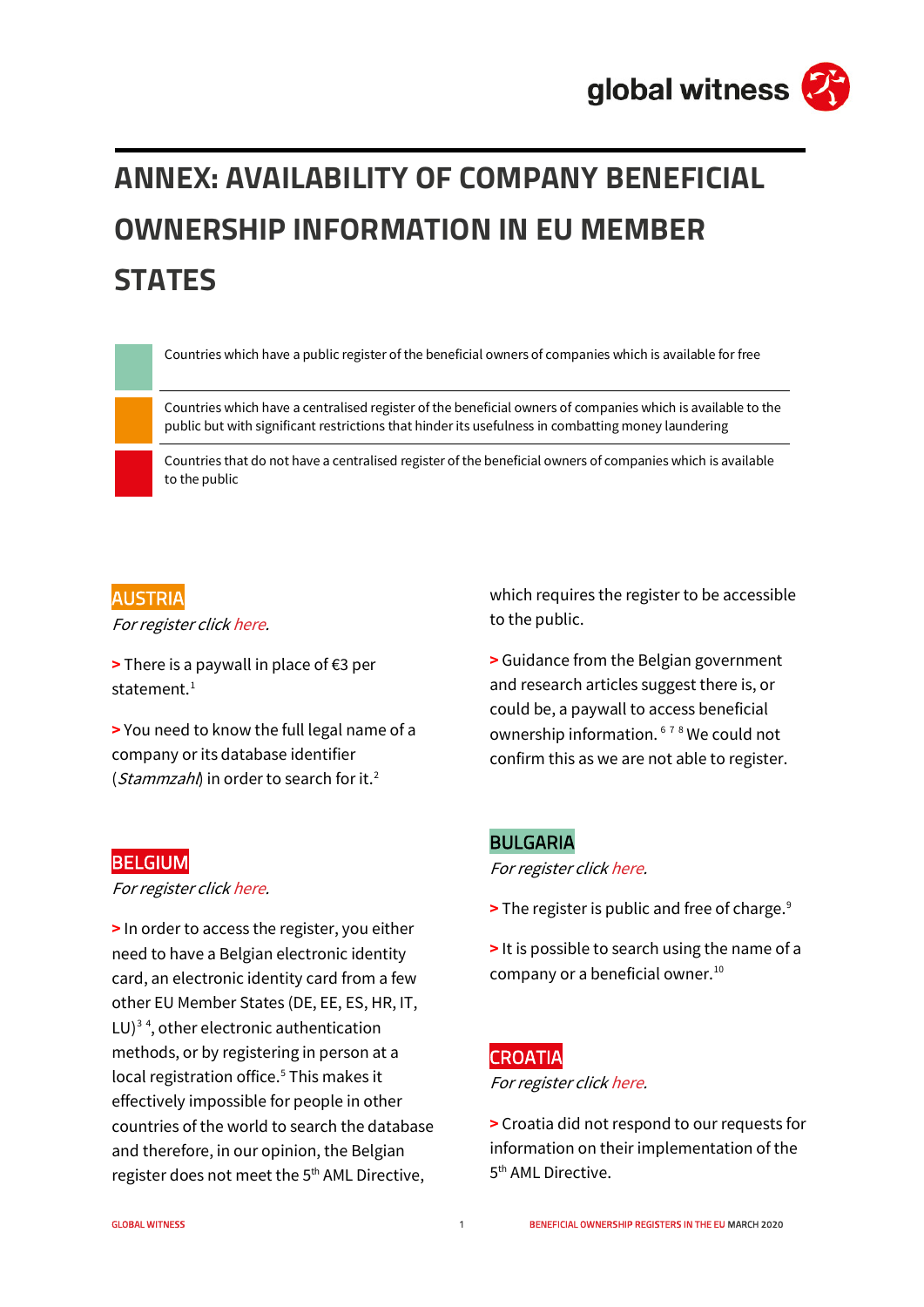# ANNEX: AVAILABILITY OF COMPANY BENEFICIAL OWNERSHIP INFORMATION IN EU MEMBER STATES

| | |
|---|---|
| Green | Countries which have a public register of the beneficial owners of companies which is available for free |
| Orange | Countries which have a centralised register of the beneficial owners of companies which is available to the public but with significant restrictions that hinder its usefulness in combatting money laundering |
| Red | Countries that do not have a centralised register of the beneficial owners of companies which is available to the public |

## AUSTRIA

*For register click here.*

**>** There is a paywall in place of €3 per statement.[1]

**>** You need to know the full legal name of a company or its database identifier (*Stammzahl*) in order to search for it.[2]

## BELGIUM

*For register click here.*

**>** In order to access the register, you either need to have a Belgian electronic identity card, an electronic identity card from a few other EU Member States (DE, EE, ES, HR, IT, LU)[3] [4], other electronic authentication methods, or by registering in person at a local registration office.[5] This makes it effectively impossible for people in other countries of the world to search the database and therefore, in our opinion, the Belgian register does not meet the 5th AML Directive, which requires the register to be accessible to the public.

**>** Guidance from the Belgian government and research articles suggest there is, or could be, a paywall to access beneficial ownership information.[6] [7] [8] We could not confirm this as we are not able to register.

## BULGARIA

*For register click here.*

**>** The register is public and free of charge.[9]

**>** It is possible to search using the name of a company or a beneficial owner.[10]

## CROATIA

*For register click here.*

**>** Croatia did not respond to our requests for information on their implementation of the 5th AML Directive.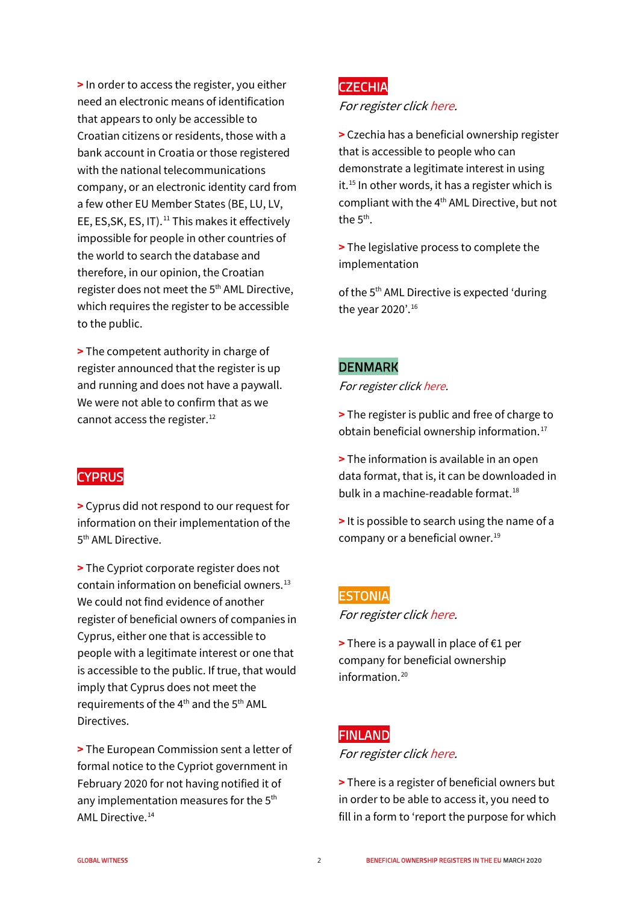> In order to access the register, you either need an electronic means of identification that appears to only be accessible to Croatian citizens or residents, those with a bank account in Croatia or those registered with the national telecommunications company, or an electronic identity card from a few other EU Member States (BE, LU, LV, EE, ES,SK, ES, IT).[11] This makes it effectively impossible for people in other countries of the world to search the database and therefore, in our opinion, the Croatian register does not meet the 5th AML Directive, which requires the register to be accessible to the public.

> The competent authority in charge of register announced that the register is up and running and does not have a paywall. We were not able to confirm that as we cannot access the register.[12]

## CYPRUS

> Cyprus did not respond to our request for information on their implementation of the 5th AML Directive.

> The Cypriot corporate register does not contain information on beneficial owners.[13] We could not find evidence of another register of beneficial owners of companies in Cyprus, either one that is accessible to people with a legitimate interest or one that is accessible to the public. If true, that would imply that Cyprus does not meet the requirements of the 4th and the 5th AML Directives.

> The European Commission sent a letter of formal notice to the Cypriot government in February 2020 for not having notified it of any implementation measures for the 5th AML Directive.[14]

## CZECHIA

*For register click here.*

> Czechia has a beneficial ownership register that is accessible to people who can demonstrate a legitimate interest in using it.[15] In other words, it has a register which is compliant with the 4th AML Directive, but not the 5th.

> The legislative process to complete the implementation

of the 5th AML Directive is expected 'during the year 2020'.[16]

## DENMARK

*For register click here.*

> The register is public and free of charge to obtain beneficial ownership information.[17]

> The information is available in an open data format, that is, it can be downloaded in bulk in a machine-readable format.[18]

> It is possible to search using the name of a company or a beneficial owner.[19]

## ESTONIA

*For register click here.*

> There is a paywall in place of €1 per company for beneficial ownership information.[20]

## FINLAND

*For register click here.*

> There is a register of beneficial owners but in order to be able to access it, you need to fill in a form to 'report the purpose for which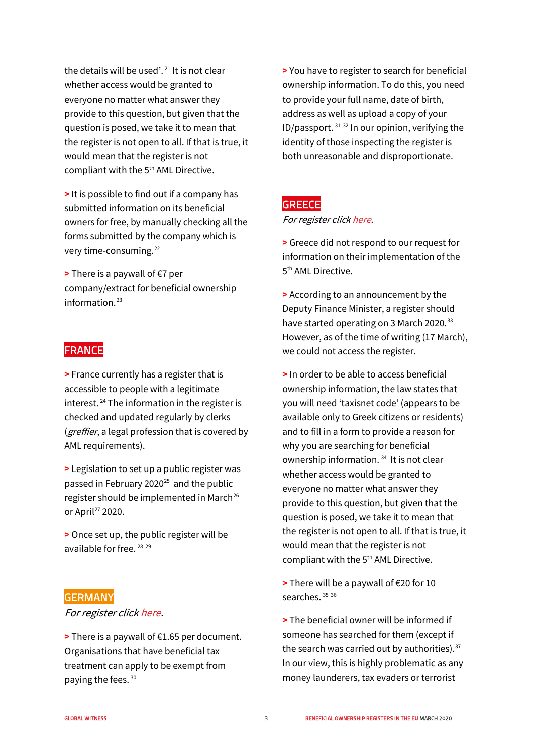the details will be used'.[21] It is not clear whether access would be granted to everyone no matter what answer they provide to this question, but given that the question is posed, we take it to mean that the register is not open to all. If that is true, it would mean that the register is not compliant with the 5th AML Directive.

> It is possible to find out if a company has submitted information on its beneficial owners for free, by manually checking all the forms submitted by the company which is very time-consuming.[22]

> There is a paywall of €7 per company/extract for beneficial ownership information.[23]

## FRANCE

> France currently has a register that is accessible to people with a legitimate interest.[24] The information in the register is checked and updated regularly by clerks (*greffier*, a legal profession that is covered by AML requirements).

> Legislation to set up a public register was passed in February 2020[25] and the public register should be implemented in March[26] or April[27] 2020.

> Once set up, the public register will be available for free.[28] [29]

## GERMANY

*For register click here.*

> There is a paywall of €1.65 per document. Organisations that have beneficial tax treatment can apply to be exempt from paying the fees.[30]

> You have to register to search for beneficial ownership information. To do this, you need to provide your full name, date of birth, address as well as upload a copy of your ID/passport.[31] [32] In our opinion, verifying the identity of those inspecting the register is both unreasonable and disproportionate.

## GREECE

*For register click here.*

> Greece did not respond to our request for information on their implementation of the 5th AML Directive.

> According to an announcement by the Deputy Finance Minister, a register should have started operating on 3 March 2020.[33] However, as of the time of writing (17 March), we could not access the register.

> In order to be able to access beneficial ownership information, the law states that you will need 'taxisnet code' (appears to be available only to Greek citizens or residents) and to fill in a form to provide a reason for why you are searching for beneficial ownership information.[34] It is not clear whether access would be granted to everyone no matter what answer they provide to this question, but given that the question is posed, we take it to mean that the register is not open to all. If that is true, it would mean that the register is not compliant with the 5th AML Directive.

> There will be a paywall of €20 for 10 searches.[35] [36]

> The beneficial owner will be informed if someone has searched for them (except if the search was carried out by authorities).[37] In our view, this is highly problematic as any money launderers, tax evaders or terrorist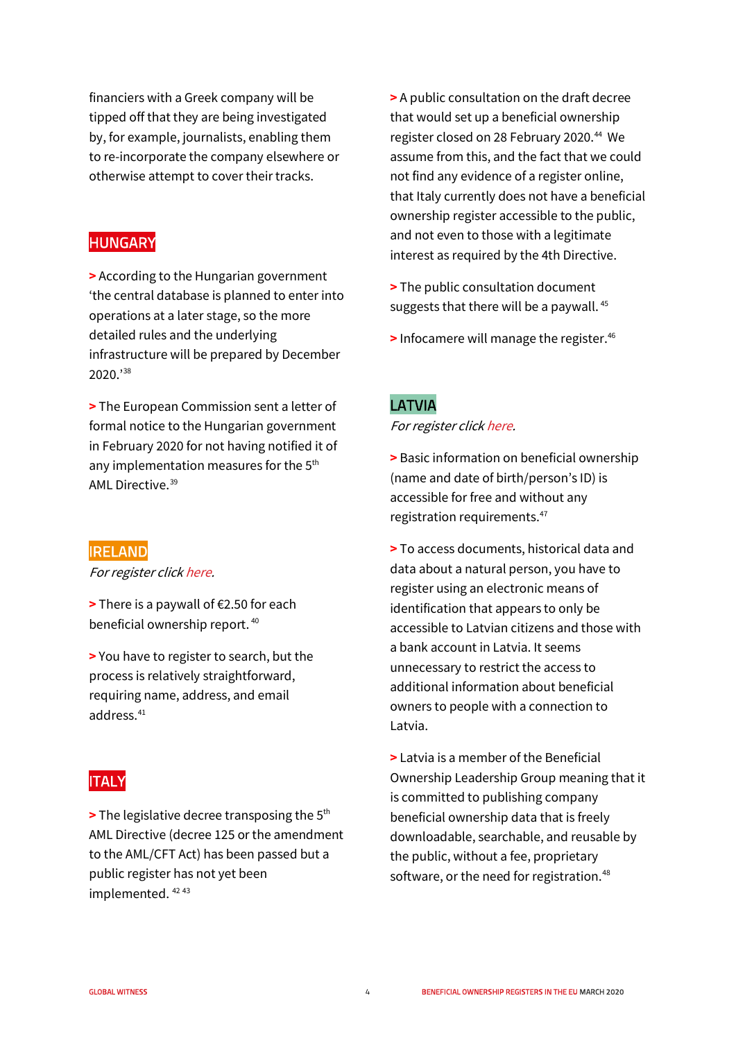financiers with a Greek company will be tipped off that they are being investigated by, for example, journalists, enabling them to re-incorporate the company elsewhere or otherwise attempt to cover their tracks.

## HUNGARY

> According to the Hungarian government 'the central database is planned to enter into operations at a later stage, so the more detailed rules and the underlying infrastructure will be prepared by December 2020.'[38]

> The European Commission sent a letter of formal notice to the Hungarian government in February 2020 for not having notified it of any implementation measures for the 5th AML Directive.[39]

## IRELAND

*For register click here.*

> There is a paywall of €2.50 for each beneficial ownership report.[40]

> You have to register to search, but the process is relatively straightforward, requiring name, address, and email address.[41]

## ITALY

> The legislative decree transposing the 5th AML Directive (decree 125 or the amendment to the AML/CFT Act) has been passed but a public register has not yet been implemented.[42 43]

> A public consultation on the draft decree that would set up a beneficial ownership register closed on 28 February 2020.[44] We assume from this, and the fact that we could not find any evidence of a register online, that Italy currently does not have a beneficial ownership register accessible to the public, and not even to those with a legitimate interest as required by the 4th Directive.

> The public consultation document suggests that there will be a paywall.[45]

> Infocamere will manage the register.[46]

## LATVIA

*For register click here.*

> Basic information on beneficial ownership (name and date of birth/person's ID) is accessible for free and without any registration requirements.[47]

> To access documents, historical data and data about a natural person, you have to register using an electronic means of identification that appears to only be accessible to Latvian citizens and those with a bank account in Latvia. It seems unnecessary to restrict the access to additional information about beneficial owners to people with a connection to Latvia.

> Latvia is a member of the Beneficial Ownership Leadership Group meaning that it is committed to publishing company beneficial ownership data that is freely downloadable, searchable, and reusable by the public, without a fee, proprietary software, or the need for registration.[48]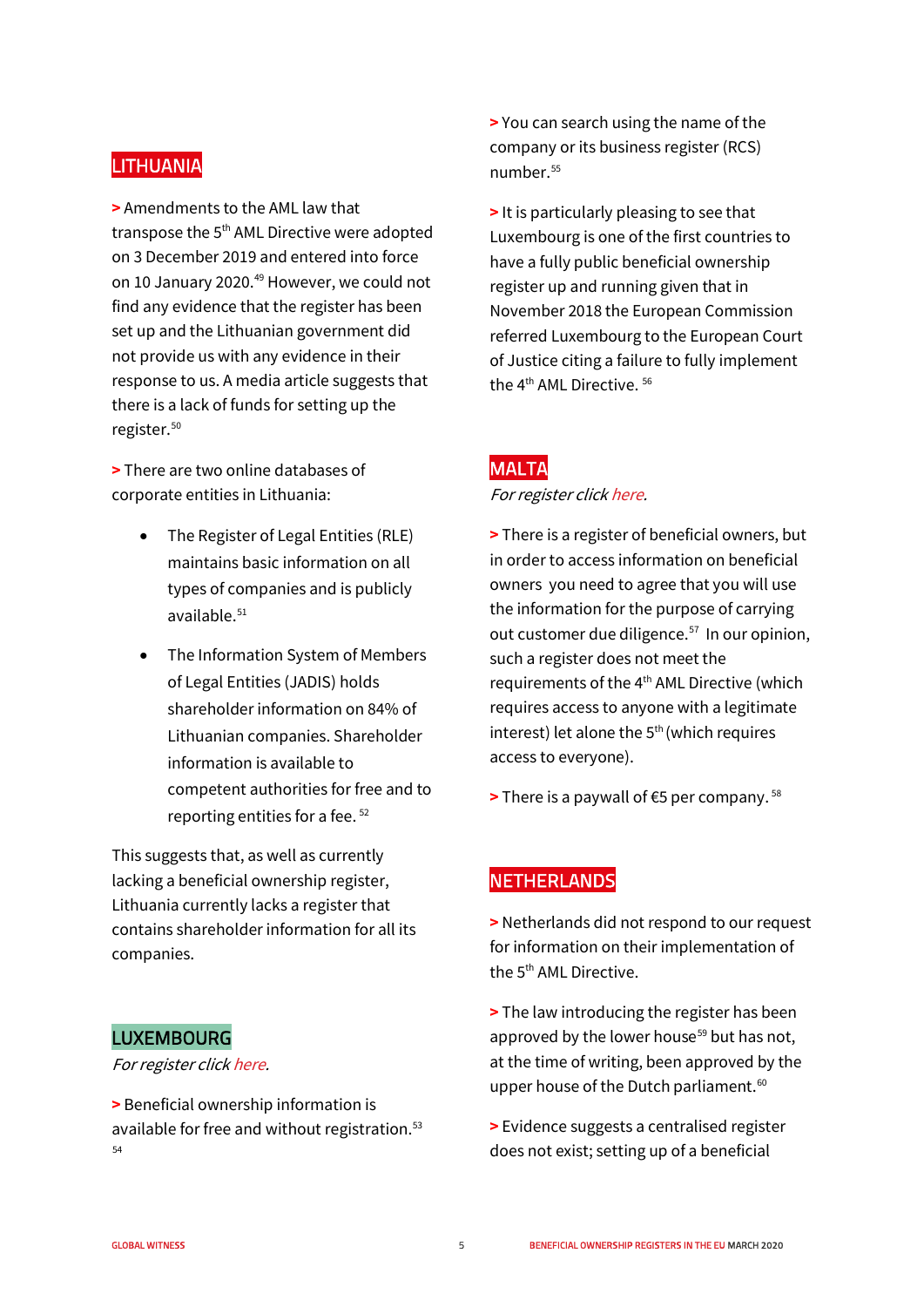## LITHUANIA

> Amendments to the AML law that transpose the 5th AML Directive were adopted on 3 December 2019 and entered into force on 10 January 2020.[49] However, we could not find any evidence that the register has been set up and the Lithuanian government did not provide us with any evidence in their response to us. A media article suggests that there is a lack of funds for setting up the register.[50]

> There are two online databases of corporate entities in Lithuania:

- The Register of Legal Entities (RLE) maintains basic information on all types of companies and is publicly available.[51]
- The Information System of Members of Legal Entities (JADIS) holds shareholder information on 84% of Lithuanian companies. Shareholder information is available to competent authorities for free and to reporting entities for a fee.[52]

This suggests that, as well as currently lacking a beneficial ownership register, Lithuania currently lacks a register that contains shareholder information for all its companies.

## LUXEMBOURG

*For register click here.*

> Beneficial ownership information is available for free and without registration.[53] [54]

> You can search using the name of the company or its business register (RCS) number.[55]

> It is particularly pleasing to see that Luxembourg is one of the first countries to have a fully public beneficial ownership register up and running given that in November 2018 the European Commission referred Luxembourg to the European Court of Justice citing a failure to fully implement the 4th AML Directive.[56]

## MALTA

*For register click here.*

> There is a register of beneficial owners, but in order to access information on beneficial owners you need to agree that you will use the information for the purpose of carrying out customer due diligence.[57] In our opinion, such a register does not meet the requirements of the 4th AML Directive (which requires access to anyone with a legitimate interest) let alone the 5th (which requires access to everyone).

> There is a paywall of €5 per company.[58]

## NETHERLANDS

> Netherlands did not respond to our request for information on their implementation of the 5th AML Directive.

> The law introducing the register has been approved by the lower house[59] but has not, at the time of writing, been approved by the upper house of the Dutch parliament.[60]

> Evidence suggests a centralised register does not exist; setting up of a beneficial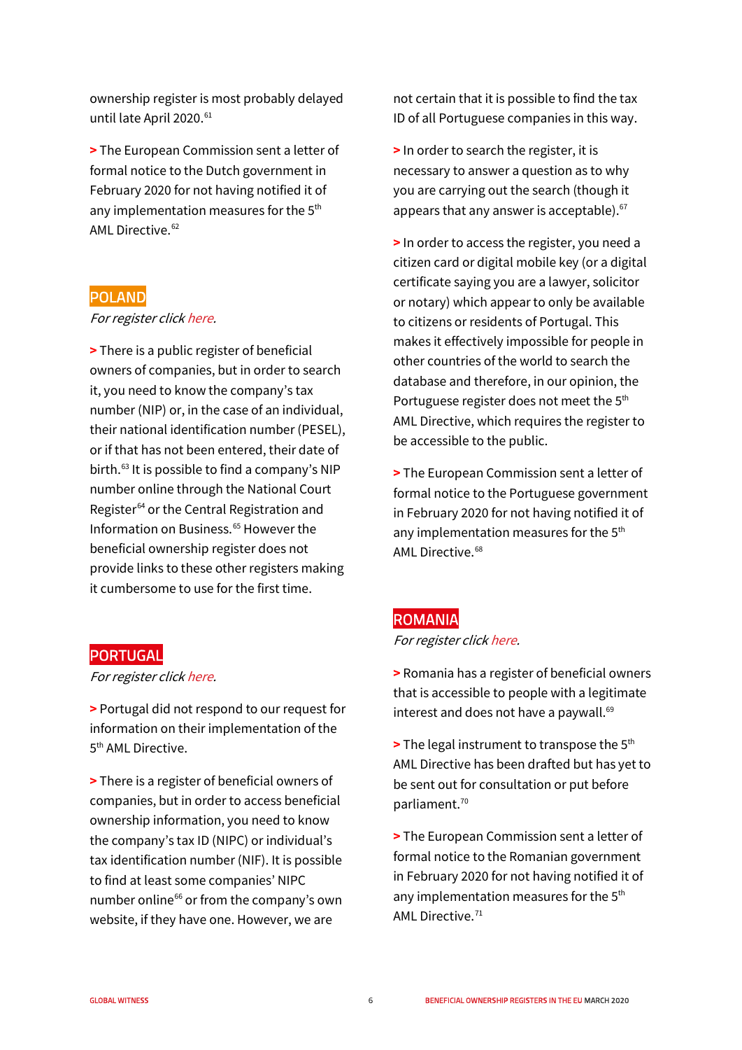ownership register is most probably delayed until late April 2020.[61]

> The European Commission sent a letter of formal notice to the Dutch government in February 2020 for not having notified it of any implementation measures for the 5th AML Directive.[62]

## POLAND

*For register click here.*

> There is a public register of beneficial owners of companies, but in order to search it, you need to know the company's tax number (NIP) or, in the case of an individual, their national identification number (PESEL), or if that has not been entered, their date of birth.[63] It is possible to find a company's NIP number online through the National Court Register[64] or the Central Registration and Information on Business.[65] However the beneficial ownership register does not provide links to these other registers making it cumbersome to use for the first time.

## PORTUGAL

*For register click here.*

> Portugal did not respond to our request for information on their implementation of the 5th AML Directive.

> There is a register of beneficial owners of companies, but in order to access beneficial ownership information, you need to know the company's tax ID (NIPC) or individual's tax identification number (NIF). It is possible to find at least some companies' NIPC number online[66] or from the company's own website, if they have one. However, we are not certain that it is possible to find the tax ID of all Portuguese companies in this way.

> In order to search the register, it is necessary to answer a question as to why you are carrying out the search (though it appears that any answer is acceptable).[67]

> In order to access the register, you need a citizen card or digital mobile key (or a digital certificate saying you are a lawyer, solicitor or notary) which appear to only be available to citizens or residents of Portugal. This makes it effectively impossible for people in other countries of the world to search the database and therefore, in our opinion, the Portuguese register does not meet the 5th AML Directive, which requires the register to be accessible to the public.

> The European Commission sent a letter of formal notice to the Portuguese government in February 2020 for not having notified it of any implementation measures for the 5th AML Directive.[68]

## ROMANIA

*For register click here.*

> Romania has a register of beneficial owners that is accessible to people with a legitimate interest and does not have a paywall.[69]

> The legal instrument to transpose the 5th AML Directive has been drafted but has yet to be sent out for consultation or put before parliament.[70]

> The European Commission sent a letter of formal notice to the Romanian government in February 2020 for not having notified it of any implementation measures for the 5th AML Directive.[71]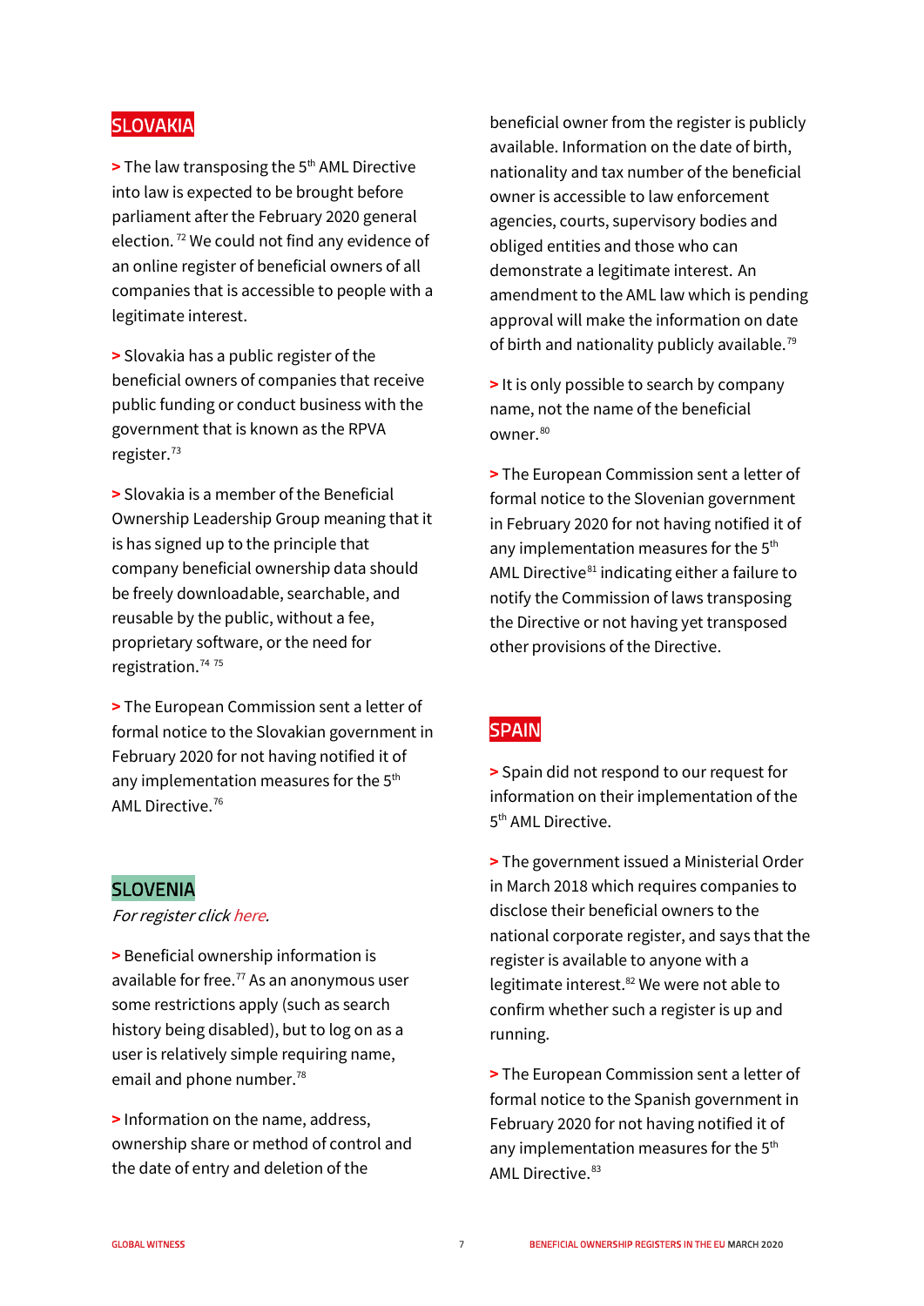## SLOVAKIA

> The law transposing the 5th AML Directive into law is expected to be brought before parliament after the February 2020 general election. [72] We could not find any evidence of an online register of beneficial owners of all companies that is accessible to people with a legitimate interest.

> Slovakia has a public register of the beneficial owners of companies that receive public funding or conduct business with the government that is known as the RPVA register.[73]

> Slovakia is a member of the Beneficial Ownership Leadership Group meaning that it is has signed up to the principle that company beneficial ownership data should be freely downloadable, searchable, and reusable by the public, without a fee, proprietary software, or the need for registration.[74] [75]

> The European Commission sent a letter of formal notice to the Slovakian government in February 2020 for not having notified it of any implementation measures for the 5th AML Directive.[76]

## SLOVENIA

*For register click here.*

> Beneficial ownership information is available for free.[77] As an anonymous user some restrictions apply (such as search history being disabled), but to log on as a user is relatively simple requiring name, email and phone number.[78]

> Information on the name, address, ownership share or method of control and the date of entry and deletion of the beneficial owner from the register is publicly available. Information on the date of birth, nationality and tax number of the beneficial owner is accessible to law enforcement agencies, courts, supervisory bodies and obliged entities and those who can demonstrate a legitimate interest. An amendment to the AML law which is pending approval will make the information on date of birth and nationality publicly available.[79]

> It is only possible to search by company name, not the name of the beneficial owner.[80]

> The European Commission sent a letter of formal notice to the Slovenian government in February 2020 for not having notified it of any implementation measures for the 5th AML Directive[81] indicating either a failure to notify the Commission of laws transposing the Directive or not having yet transposed other provisions of the Directive.

## SPAIN

> Spain did not respond to our request for information on their implementation of the 5th AML Directive.

> The government issued a Ministerial Order in March 2018 which requires companies to disclose their beneficial owners to the national corporate register, and says that the register is available to anyone with a legitimate interest.[82] We were not able to confirm whether such a register is up and running.

> The European Commission sent a letter of formal notice to the Spanish government in February 2020 for not having notified it of any implementation measures for the 5th AML Directive.[83]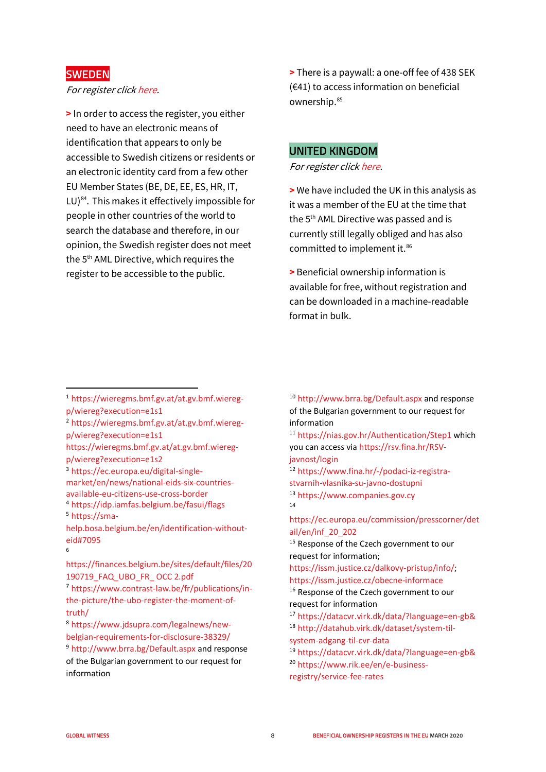## SWEDEN

*For register click here.*

> In order to access the register, you either need to have an electronic means of identification that appears to only be accessible to Swedish citizens or residents or an electronic identity card from a few other EU Member States (BE, DE, EE, ES, HR, IT, LU)[84]. This makes it effectively impossible for people in other countries of the world to search the database and therefore, in our opinion, the Swedish register does not meet the 5th AML Directive, which requires the register to be accessible to the public.

> There is a paywall: a one-off fee of 438 SEK (€41) to access information on beneficial ownership.[85]

## UNITED KINGDOM

*For register click here.*

> We have included the UK in this analysis as it was a member of the EU at the time that the 5th AML Directive was passed and is currently still legally obliged and has also committed to implement it.[86]

> Beneficial ownership information is available for free, without registration and can be downloaded in a machine-readable format in bulk.

---

[1] https://wieregms.bmf.gv.at/at.gv.bmf.wiereg-p/wiereg?execution=e1s1
[2] https://wieregms.bmf.gv.at/at.gv.bmf.wiereg-p/wiereg?execution=e1s1 https://wieregms.bmf.gv.at/at.gv.bmf.wiereg-p/wiereg?execution=e1s2
[3] https://ec.europa.eu/digital-single-market/en/news/national-eids-six-countries-available-eu-citizens-use-cross-border
[4] https://idp.iamfas.belgium.be/fasui/flags
[5] https://sma-help.bosa.belgium.be/en/identification-without-eid#7095
[6] https://finances.belgium.be/sites/default/files/20190719_FAQ_UBO_FR_ OCC 2.pdf
[7] https://www.contrast-law.be/fr/publications/in-the-picture/the-ubo-register-the-moment-of-truth/
[8] https://www.jdsupra.com/legalnews/new-belgian-requirements-for-disclosure-38329/
[9] http://www.brra.bg/Default.aspx and response of the Bulgarian government to our request for information
[10] http://www.brra.bg/Default.aspx and response of the Bulgarian government to our request for information
[11] https://nias.gov.hr/Authentication/Step1 which you can access via https://rsv.fina.hr/RSV-javnost/login
[12] https://www.fina.hr/-/podaci-iz-registra-stvarnih-vlasnika-su-javno-dostupni
[13] https://www.companies.gov.cy
[14] https://ec.europa.eu/commission/presscorner/detail/en/inf_20_202
[15] Response of the Czech government to our request for information; https://issm.justice.cz/dalkovy-pristup/info/; https://issm.justice.cz/obecne-informace
[16] Response of the Czech government to our request for information
[17] https://datacvr.virk.dk/data/?language=en-gb&
[18] http://datahub.virk.dk/dataset/system-til-system-adgang-til-cvr-data
[19] https://datacvr.virk.dk/data/?language=en-gb&
[20] https://www.rik.ee/en/e-business-registry/service-fee-rates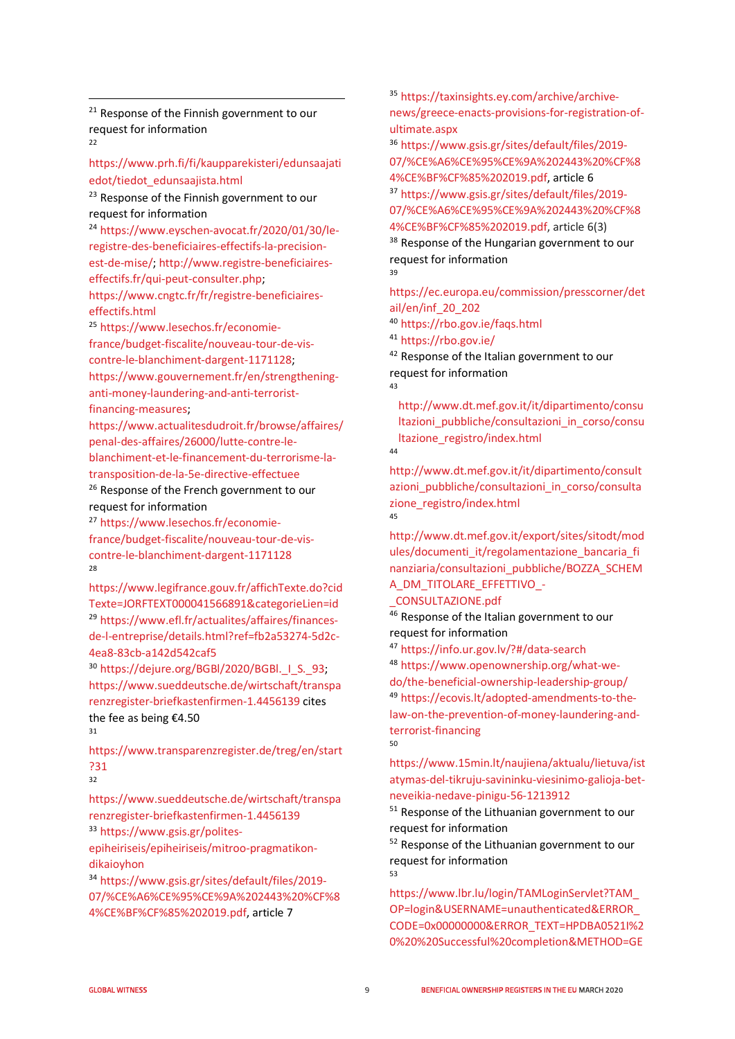[21] Response of the Finnish government to our request for information

[22] https://www.prh.fi/fi/kaupparekisteri/edunsaajatiedot/tiedot_edunsaajista.html

[23] Response of the Finnish government to our request for information

[24] https://www.eyschen-avocat.fr/2020/01/30/le-registre-des-beneficiaires-effectifs-la-precision-est-de-mise/; http://www.registre-beneficiaires-effectifs.fr/qui-peut-consulter.php; https://www.cngtc.fr/fr/registre-beneficiaires-effectifs.html

[25] https://www.lesechos.fr/economie-france/budget-fiscalite/nouveau-tour-de-vis-contre-le-blanchiment-dargent-1171128; https://www.gouvernement.fr/en/strengthening-anti-money-laundering-and-anti-terrorist-financing-measures; https://www.actualitesdudroit.fr/browse/affaires/penal-des-affaires/26000/lutte-contre-le-blanchiment-et-le-financement-du-terrorisme-la-transposition-de-la-5e-directive-effectuee

[26] Response of the French government to our request for information

[27] https://www.lesechos.fr/economie-france/budget-fiscalite/nouveau-tour-de-vis-contre-le-blanchiment-dargent-1171128

[28] https://www.legifrance.gouv.fr/affichTexte.do?cidTexte=JORFTEXT000041566891&categorieLien=id

[29] https://www.efl.fr/actualites/affaires/finances-de-l-entreprise/details.html?ref=fb2a53274-5d2c-4ea8-83cb-a142d542caf5

[30] https://dejure.org/BGBl/2020/BGBl._I_S._93; https://www.sueddeutsche.de/wirtschaft/transparenzregister-briefkastenfirmen-1.4456139 cites the fee as being €4.50

[31] https://www.transparenzregister.de/treg/en/start?31

[32] https://www.sueddeutsche.de/wirtschaft/transparenzregister-briefkastenfirmen-1.4456139

[33] https://www.gsis.gr/polites-epiheiriseis/epiheiriseis/mitroo-pragmatikon-dikaioyhon

[34] https://www.gsis.gr/sites/default/files/2019-07/%CE%A6%CE%95%CE%9A%202443%20%CF%84%CE%BF%CF%85%202019.pdf, article 7

[35] https://taxinsights.ey.com/archive/archive-news/greece-enacts-provisions-for-registration-of-ultimate.aspx

[36] https://www.gsis.gr/sites/default/files/2019-07/%CE%A6%CE%95%CE%9A%202443%20%CF%84%CE%BF%CF%85%202019.pdf, article 6

[37] https://www.gsis.gr/sites/default/files/2019-07/%CE%A6%CE%95%CE%9A%202443%20%CF%84%CE%BF%CF%85%202019.pdf, article 6(3)

[38] Response of the Hungarian government to our request for information

[39] https://ec.europa.eu/commission/presscorner/detail/en/inf_20_202

[40] https://rbo.gov.ie/faqs.html

[41] https://rbo.gov.ie/

[42] Response of the Italian government to our request for information

[43] http://www.dt.mef.gov.it/it/dipartimento/consultazioni_pubbliche/consultazioni_in_corso/consultazione_registro/index.html

[44] http://www.dt.mef.gov.it/it/dipartimento/consultazioni_pubbliche/consultazioni_in_corso/consultazione_registro/index.html

[45] http://www.dt.mef.gov.it/export/sites/sitodt/modules/documenti_it/regolamentazione_bancaria_finanziaria/consultazioni_pubbliche/BOZZA_SCHEMA_DM_TITOLARE_EFFETTIVO_-_CONSULTAZIONE.pdf

[46] Response of the Italian government to our request for information

[47] https://info.ur.gov.lv/?#/data-search

[48] https://www.openownership.org/what-we-do/the-beneficial-ownership-leadership-group/

[49] https://ecovis.lt/adopted-amendments-to-the-law-on-the-prevention-of-money-laundering-and-terrorist-financing

[50] https://www.15min.lt/naujiena/aktualu/lietuva/istatymas-del-tikruju-savininku-viesinimo-galioja-bet-neveikia-nedave-pinigu-56-1213912

[51] Response of the Lithuanian government to our request for information

[52] Response of the Lithuanian government to our request for information

[53] https://www.lbr.lu/login/TAMLoginServlet?TAM_OP=login&USERNAME=unauthenticated&ERROR_CODE=0x00000000&ERROR_TEXT=HPDBA0521I%20%20%20Successful%20completion&METHOD=GE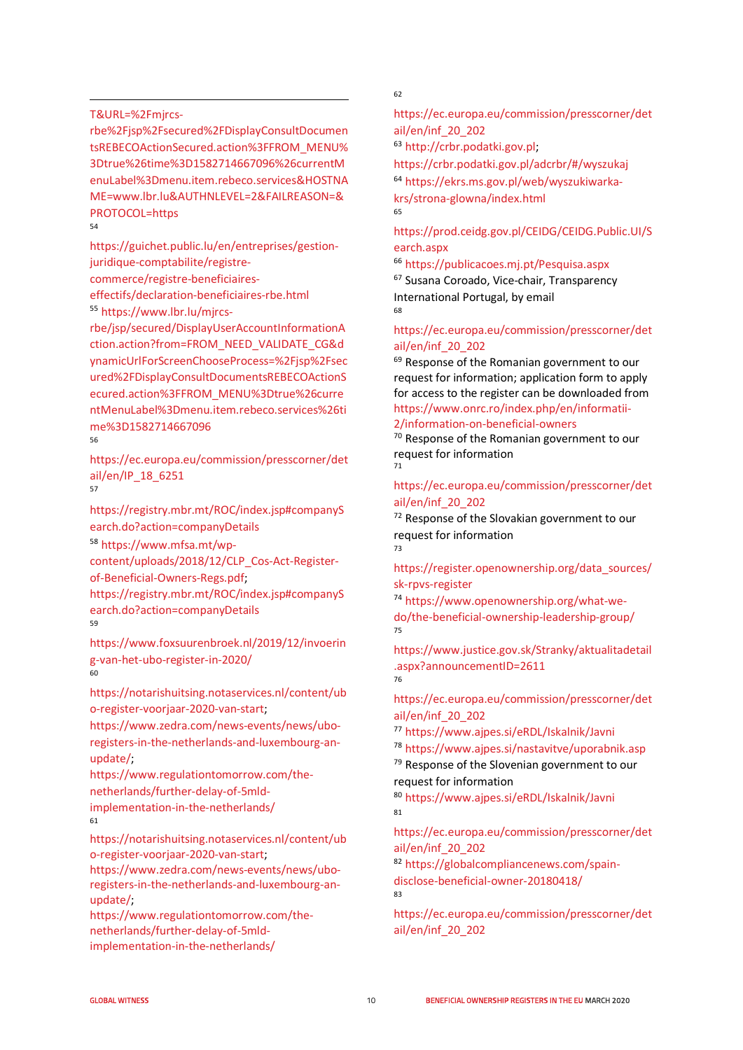T&URL=%2Fmjrcs-rbe%2Fjsp%2Fsecured%2FDisplayConsultDocumentsREBECOActionSecured.action%3FFROM_MENU%3Dtrue%26time%3D1582714667096%26currentMenuLabel%3Dmenu.item.rebeco.services&HOSTNAME=www.lbr.lu&AUTHNLEVEL=2&FAILREASON=&PROTOCOL=https

[54] https://guichet.public.lu/en/entreprises/gestion-juridique-comptabilite/registre-commerce/registre-beneficiaires-effectifs/declaration-beneficiaires-rbe.html

[55] https://www.lbr.lu/mjrcs-rbe/jsp/secured/DisplayUserAccountInformationAction.action?from=FROM_NEED_VALIDATE_CG&dynamicUrlForScreenChooseProcess=%2Fjsp%2Fsecured%2FDisplayConsultDocumentsREBECOActionSecured.action%3FFROM_MENU%3Dtrue%26currentMenuLabel%3Dmenu.item.rebeco.services%26time%3D1582714667096

[56] https://ec.europa.eu/commission/presscorner/detail/en/IP_18_6251

[57] https://registry.mbr.mt/ROC/index.jsp#companySearch.do?action=companyDetails

[58] https://www.mfsa.mt/wp-content/uploads/2018/12/CLP_Cos-Act-Register-of-Beneficial-Owners-Regs.pdf; https://registry.mbr.mt/ROC/index.jsp#companySearch.do?action=companyDetails

[59] https://www.foxsuurenbroek.nl/2019/12/invoering-van-het-ubo-register-in-2020/

[60] https://notarishuitsing.notaservices.nl/content/ubo-register-voorjaar-2020-van-start; https://www.zedra.com/news-events/news/ubo-registers-in-the-netherlands-and-luxembourg-an-update/; https://www.regulationtomorrow.com/the-netherlands/further-delay-of-5mld-implementation-in-the-netherlands/

[61] https://notarishuitsing.notaservices.nl/content/ubo-register-voorjaar-2020-van-start; https://www.zedra.com/news-events/news/ubo-registers-in-the-netherlands-and-luxembourg-an-update/; https://www.regulationtomorrow.com/the-netherlands/further-delay-of-5mld-implementation-in-the-netherlands/

[62] https://ec.europa.eu/commission/presscorner/detail/en/inf_20_202

[63] http://crbr.podatki.gov.pl; https://crbr.podatki.gov.pl/adcrbr/#/wyszukaj

[64] https://ekrs.ms.gov.pl/web/wyszukiwarka-krs/strona-glowna/index.html

[65] https://prod.ceidg.gov.pl/CEIDG/CEIDG.Public.UI/Search.aspx

[66] https://publicacoes.mj.pt/Pesquisa.aspx

[67] Susana Coroado, Vice-chair, Transparency International Portugal, by email

[68] https://ec.europa.eu/commission/presscorner/detail/en/inf_20_202

[69] Response of the Romanian government to our request for information; application form to apply for access to the register can be downloaded from https://www.onrc.ro/index.php/en/informatii-2/information-on-beneficial-owners

[70] Response of the Romanian government to our request for information

[71] https://ec.europa.eu/commission/presscorner/detail/en/inf_20_202

[72] Response of the Slovakian government to our request for information

[73] https://register.openownership.org/data_sources/sk-rpvs-register

[74] https://www.openownership.org/what-we-do/the-beneficial-ownership-leadership-group/

[75] https://www.justice.gov.sk/Stranky/aktualitadetail.aspx?announcementID=2611

[76] https://ec.europa.eu/commission/presscorner/detail/en/inf_20_202

[77] https://www.ajpes.si/eRDL/Iskalnik/Javni

[78] https://www.ajpes.si/nastavitve/uporabnik.asp

[79] Response of the Slovenian government to our request for information

[80] https://www.ajpes.si/eRDL/Iskalnik/Javni

[81] https://ec.europa.eu/commission/presscorner/detail/en/inf_20_202

[82] https://globalcompliancenews.com/spain-disclose-beneficial-owner-20180418/

[83] https://ec.europa.eu/commission/presscorner/detail/en/inf_20_202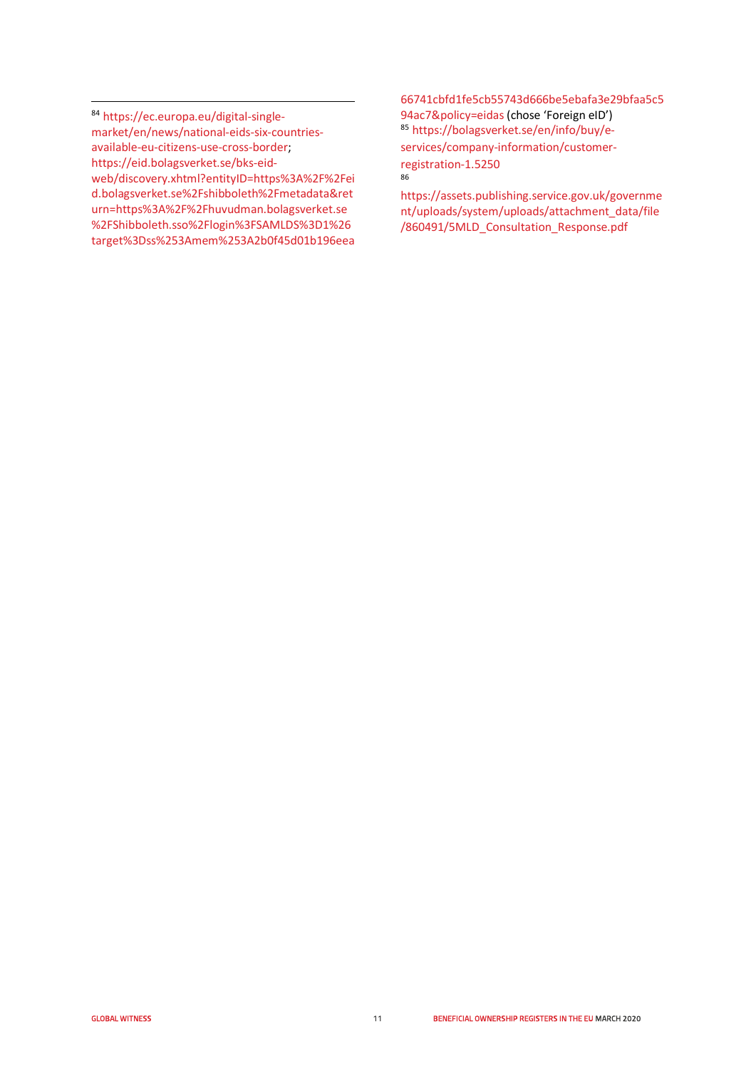[84] https://ec.europa.eu/digital-single-market/en/news/national-eids-six-countries-available-eu-citizens-use-cross-border; https://eid.bolagsverket.se/bks-eid-web/discovery.xhtml?entityID=https%3A%2F%2Feid.bolagsverket.se%2Fshibboleth%2Fmetadata&return=https%3A%2F%2Fhuvudman.bolagsverket.se%2FShibboleth.sso%2Flogin%3FSAMLDS%3D1%26target%3Dss%253Amem%253A2b0f45d01b196eea66741cbfd1fe5cb55743d666be5ebafa3e29bfaa5c594ac7&policy=eidas (chose 'Foreign eID')

[85] https://bolagsverket.se/en/info/buy/e-services/company-information/customer-registration-1.5250

[86] https://assets.publishing.service.gov.uk/government/uploads/system/uploads/attachment_data/file/860491/5MLD_Consultation_Response.pdf